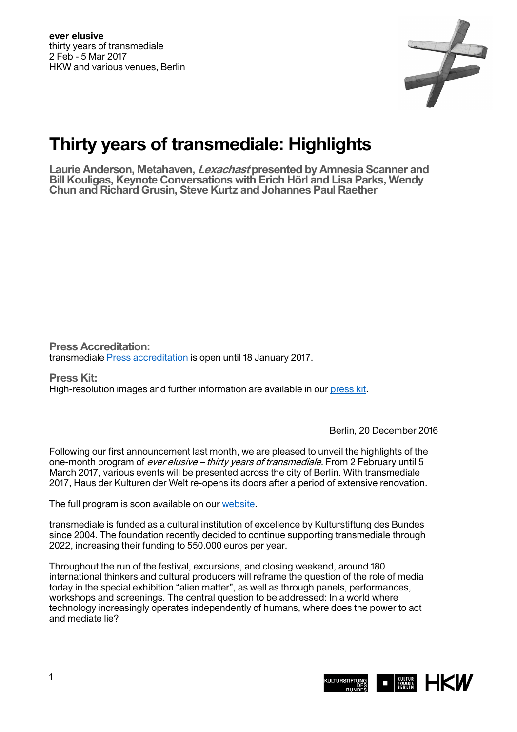**ever elusive**
thirty years of transmediale
2 Feb - 5 Mar 2017
HKW and various venues, Berlin

# Thirty years of transmediale: Highlights

**Laurie Anderson, Metahaven, *Lexachast* presented by Amnesia Scanner and Bill Kouligas, Keynote Conversations with Erich Hörl and Lisa Parks, Wendy Chun and Richard Grusin, Steve Kurtz and Johannes Paul Raether**

**Press Accreditation:**
transmediale [Press accreditation] is open until 18 January 2017.

**Press Kit:**
High-resolution images and further information are available in our [press kit].

Berlin, 20 December 2016

Following our first announcement last month, we are pleased to unveil the highlights of the one-month program of *ever elusive – thirty years of transmediale*. From 2 February until 5 March 2017, various events will be presented across the city of Berlin. With transmediale 2017, Haus der Kulturen der Welt re-opens its doors after a period of extensive renovation.

The full program is soon available on our [website].

transmediale is funded as a cultural institution of excellence by Kulturstiftung des Bundes since 2004. The foundation recently decided to continue supporting transmediale through 2022, increasing their funding to 550.000 euros per year.

Throughout the run of the festival, excursions, and closing weekend, around 180 international thinkers and cultural producers will reframe the question of the role of media today in the special exhibition "alien matter", as well as through panels, performances, workshops and screenings. The central question to be addressed: In a world where technology increasingly operates independently of humans, where does the power to act and mediate lie?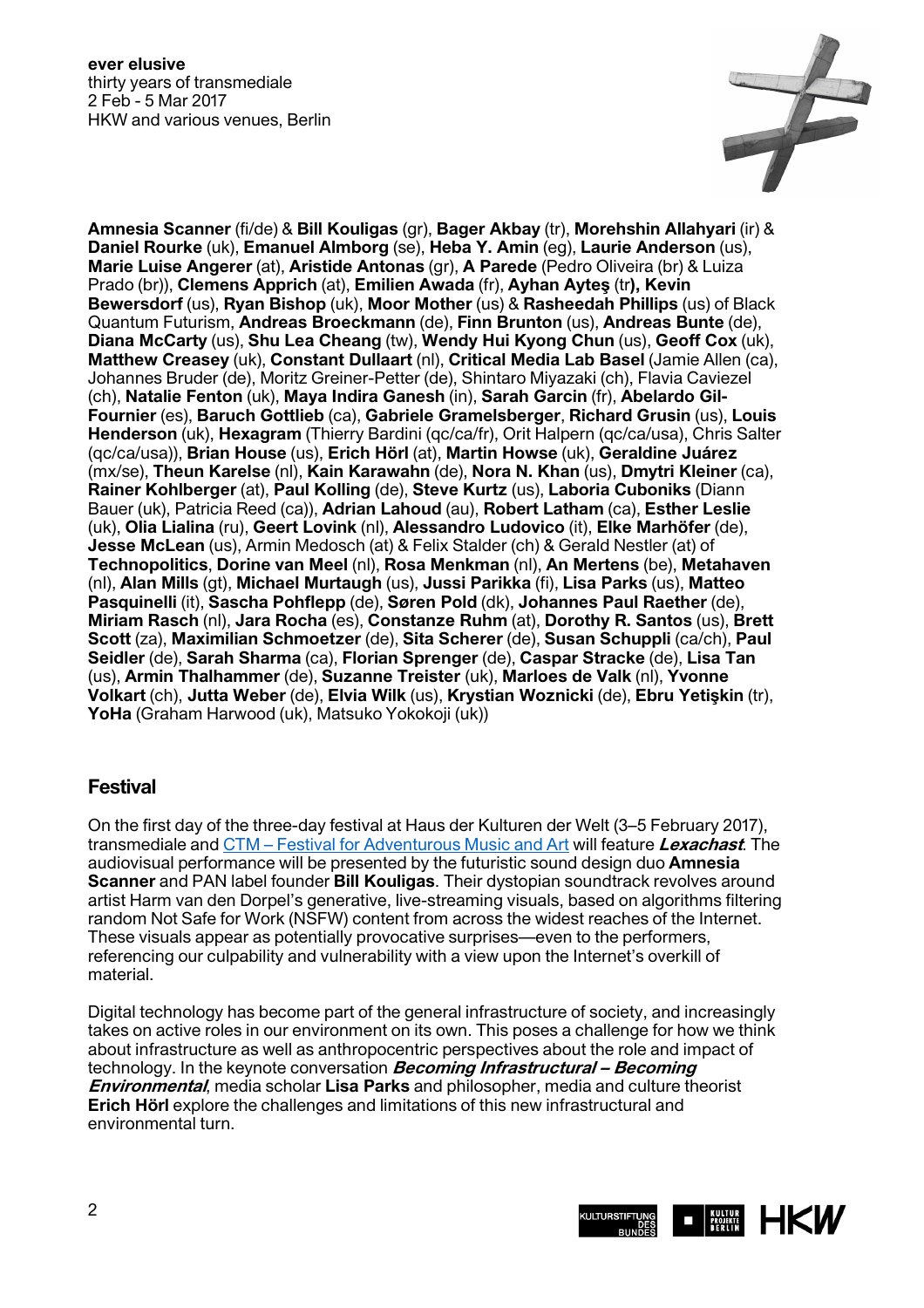**ever elusive**
thirty years of transmediale
2 Feb - 5 Mar 2017
HKW and various venues, Berlin

**Amnesia Scanner** (fi/de) & **Bill Kouligas** (gr), **Bager Akbay** (tr), **Morehshin Allahyari** (ir) & **Daniel Rourke** (uk), **Emanuel Almborg** (se), **Heba Y. Amin** (eg), **Laurie Anderson** (us), **Marie Luise Angerer** (at), **Aristide Antonas** (gr), **A Parede** (Pedro Oliveira (br) & Luiza Prado (br)), **Clemens Apprich** (at), **Emilien Awada** (fr), **Ayhan Ayteş** (tr**), Kevin Bewersdorf** (us), **Ryan Bishop** (uk), **Moor Mother** (us) & **Rasheedah Phillips** (us) of Black Quantum Futurism, **Andreas Broeckmann** (de), **Finn Brunton** (us), **Andreas Bunte** (de), **Diana McCarty** (us), **Shu Lea Cheang** (tw), **Wendy Hui Kyong Chun** (us), **Geoff Cox** (uk), **Matthew Creasey** (uk), **Constant Dullaart** (nl), **Critical Media Lab Basel** (Jamie Allen (ca), Johannes Bruder (de), Moritz Greiner-Petter (de), Shintaro Miyazaki (ch), Flavia Caviezel (ch), **Natalie Fenton** (uk), **Maya Indira Ganesh** (in), **Sarah Garcin** (fr), **Abelardo Gil-Fournier** (es), **Baruch Gottlieb** (ca), **Gabriele Gramelsberger**, **Richard Grusin** (us), **Louis Henderson** (uk), **Hexagram** (Thierry Bardini (qc/ca/fr), Orit Halpern (qc/ca/usa), Chris Salter (qc/ca/usa)), **Brian House** (us), **Erich Hörl** (at), **Martin Howse** (uk), **Geraldine Juárez** (mx/se), **Theun Karelse** (nl), **Kain Karawahn** (de), **Nora N. Khan** (us), **Dmytri Kleiner** (ca), **Rainer Kohlberger** (at), **Paul Kolling** (de), **Steve Kurtz** (us), **Laboria Cuboniks** (Diann Bauer (uk), Patricia Reed (ca)), **Adrian Lahoud** (au), **Robert Latham** (ca), **Esther Leslie** (uk), **Olia Lialina** (ru), **Geert Lovink** (nl), **Alessandro Ludovico** (it), **Elke Marhöfer** (de), **Jesse McLean** (us), Armin Medosch (at) & Felix Stalder (ch) & Gerald Nestler (at) of **Technopolitics**, **Dorine van Meel** (nl), **Rosa Menkman** (nl), **An Mertens** (be), **Metahaven** (nl), **Alan Mills** (gt), **Michael Murtaugh** (us), **Jussi Parikka** (fi), **Lisa Parks** (us), **Matteo Pasquinelli** (it), **Sascha Pohflepp** (de), **Søren Pold** (dk), **Johannes Paul Raether** (de), **Miriam Rasch** (nl), **Jara Rocha** (es), **Constanze Ruhm** (at), **Dorothy R. Santos** (us), **Brett Scott** (za), **Maximilian Schmoetzer** (de), **Sita Scherer** (de), **Susan Schuppli** (ca/ch), **Paul Seidler** (de), **Sarah Sharma** (ca), **Florian Sprenger** (de), **Caspar Stracke** (de), **Lisa Tan** (us), **Armin Thalhammer** (de), **Suzanne Treister** (uk), **Marloes de Valk** (nl), **Yvonne Volkart** (ch), **Jutta Weber** (de), **Elvia Wilk** (us), **Krystian Woznicki** (de), **Ebru Yetişkin** (tr), **YoHa** (Graham Harwood (uk), Matsuko Yokokoji (uk))

## Festival

On the first day of the three-day festival at Haus der Kulturen der Welt (3–5 February 2017), transmediale and CTM – Festival for Adventurous Music and Art will feature ***Lexachast***. The audiovisual performance will be presented by the futuristic sound design duo **Amnesia Scanner** and PAN label founder **Bill Kouligas**. Their dystopian soundtrack revolves around artist Harm van den Dorpel's generative, live-streaming visuals, based on algorithms filtering random Not Safe for Work (NSFW) content from across the widest reaches of the Internet. These visuals appear as potentially provocative surprises—even to the performers, referencing our culpability and vulnerability with a view upon the Internet's overkill of material.

Digital technology has become part of the general infrastructure of society, and increasingly takes on active roles in our environment on its own. This poses a challenge for how we think about infrastructure as well as anthropocentric perspectives about the role and impact of technology. In the keynote conversation ***Becoming Infrastructural – Becoming Environmental***, media scholar **Lisa Parks** and philosopher, media and culture theorist **Erich Hörl** explore the challenges and limitations of this new infrastructural and environmental turn.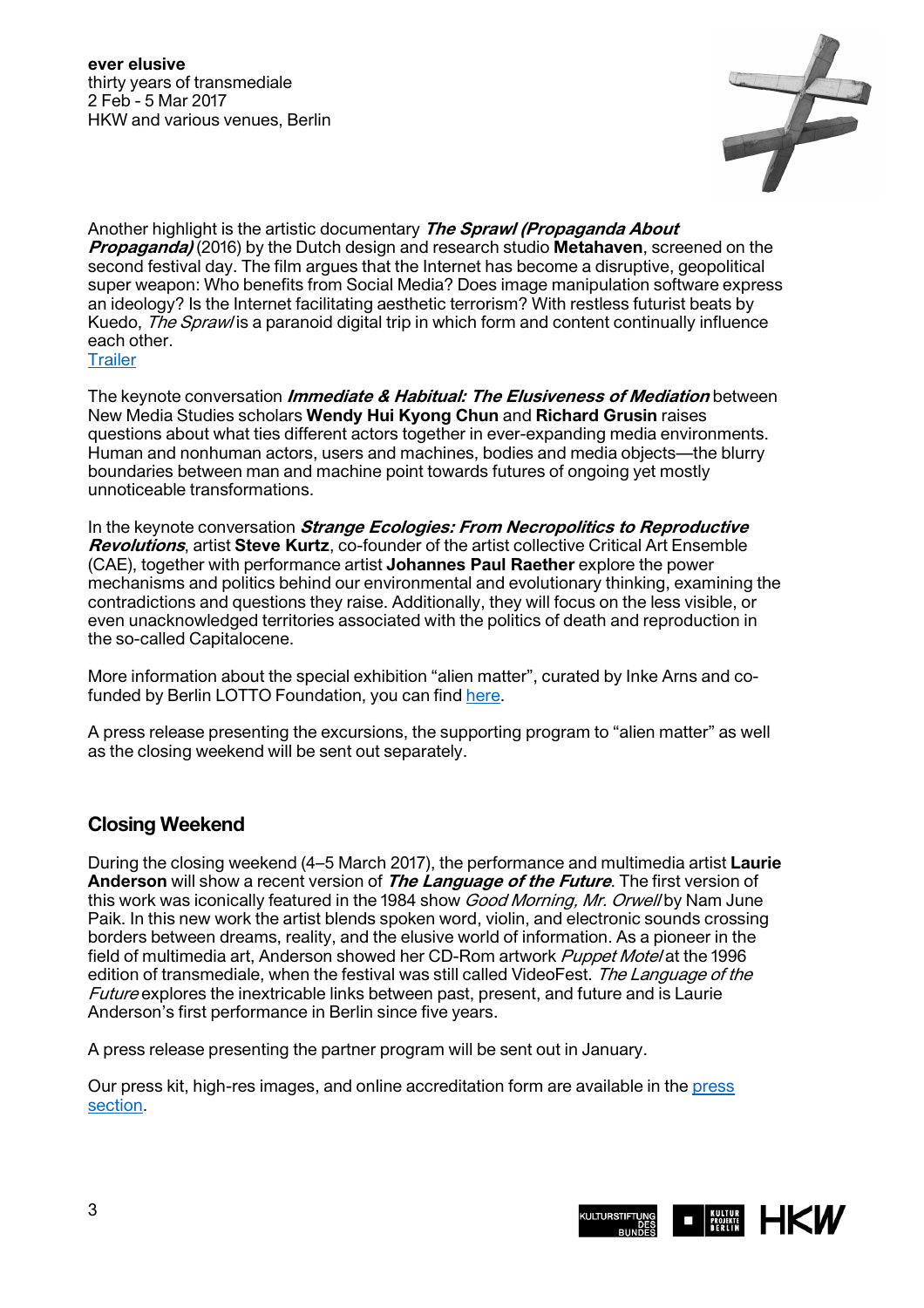Another highlight is the artistic documentary ***The Sprawl (Propaganda About Propaganda)*** (2016) by the Dutch design and research studio **Metahaven**, screened on the second festival day. The film argues that the Internet has become a disruptive, geopolitical super weapon: Who benefits from Social Media? Does image manipulation software express an ideology? Is the Internet facilitating aesthetic terrorism? With restless futurist beats by Kuedo, *The Sprawl* is a paranoid digital trip in which form and content continually influence each other.
[Trailer]

The keynote conversation ***Immediate & Habitual: The Elusiveness of Mediation*** between New Media Studies scholars **Wendy Hui Kyong Chun** and **Richard Grusin** raises questions about what ties different actors together in ever-expanding media environments. Human and nonhuman actors, users and machines, bodies and media objects—the blurry boundaries between man and machine point towards futures of ongoing yet mostly unnoticeable transformations.

In the keynote conversation ***Strange Ecologies: From Necropolitics to Reproductive Revolutions***, artist **Steve Kurtz**, co-founder of the artist collective Critical Art Ensemble (CAE), together with performance artist **Johannes Paul Raether** explore the power mechanisms and politics behind our environmental and evolutionary thinking, examining the contradictions and questions they raise. Additionally, they will focus on the less visible, or even unacknowledged territories associated with the politics of death and reproduction in the so-called Capitalocene.

More information about the special exhibition "alien matter", curated by Inke Arns and co-funded by Berlin LOTTO Foundation, you can find [here].

A press release presenting the excursions, the supporting program to "alien matter" as well as the closing weekend will be sent out separately.

## Closing Weekend

During the closing weekend (4–5 March 2017), the performance and multimedia artist **Laurie Anderson** will show a recent version of ***The Language of the Future***. The first version of this work was iconically featured in the 1984 show *Good Morning, Mr. Orwell* by Nam June Paik. In this new work the artist blends spoken word, violin, and electronic sounds crossing borders between dreams, reality, and the elusive world of information. As a pioneer in the field of multimedia art, Anderson showed her CD-Rom artwork *Puppet Motel* at the 1996 edition of transmediale, when the festival was still called VideoFest. *The Language of the Future* explores the inextricable links between past, present, and future and is Laurie Anderson's first performance in Berlin since five years.

A press release presenting the partner program will be sent out in January.

Our press kit, high-res images, and online accreditation form are available in the [press section].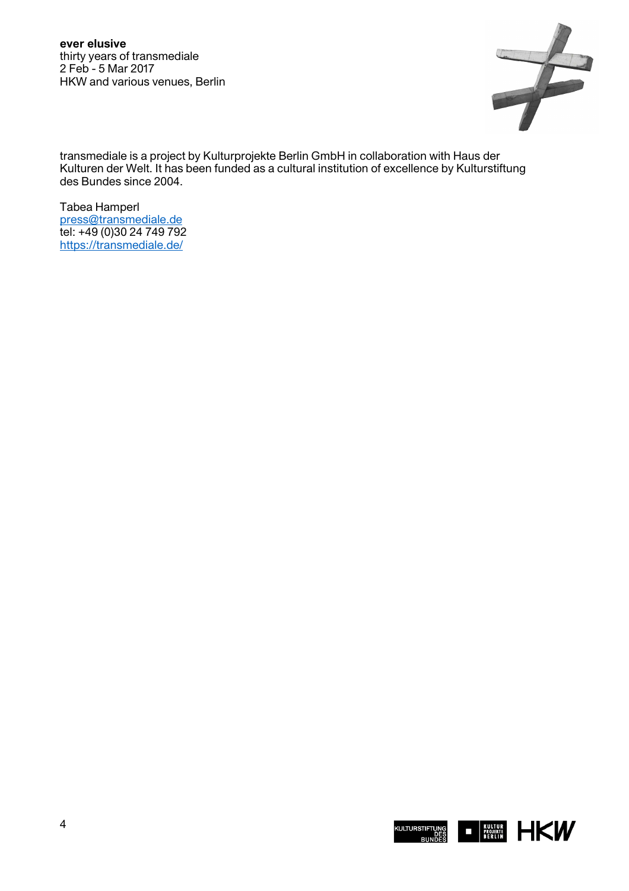transmediale is a project by Kulturprojekte Berlin GmbH in collaboration with Haus der Kulturen der Welt. It has been funded as a cultural institution of excellence by Kulturstiftung des Bundes since 2004.

Tabea Hamperl
press@transmediale.de
tel: +49 (0)30 24 749 792
https://transmediale.de/